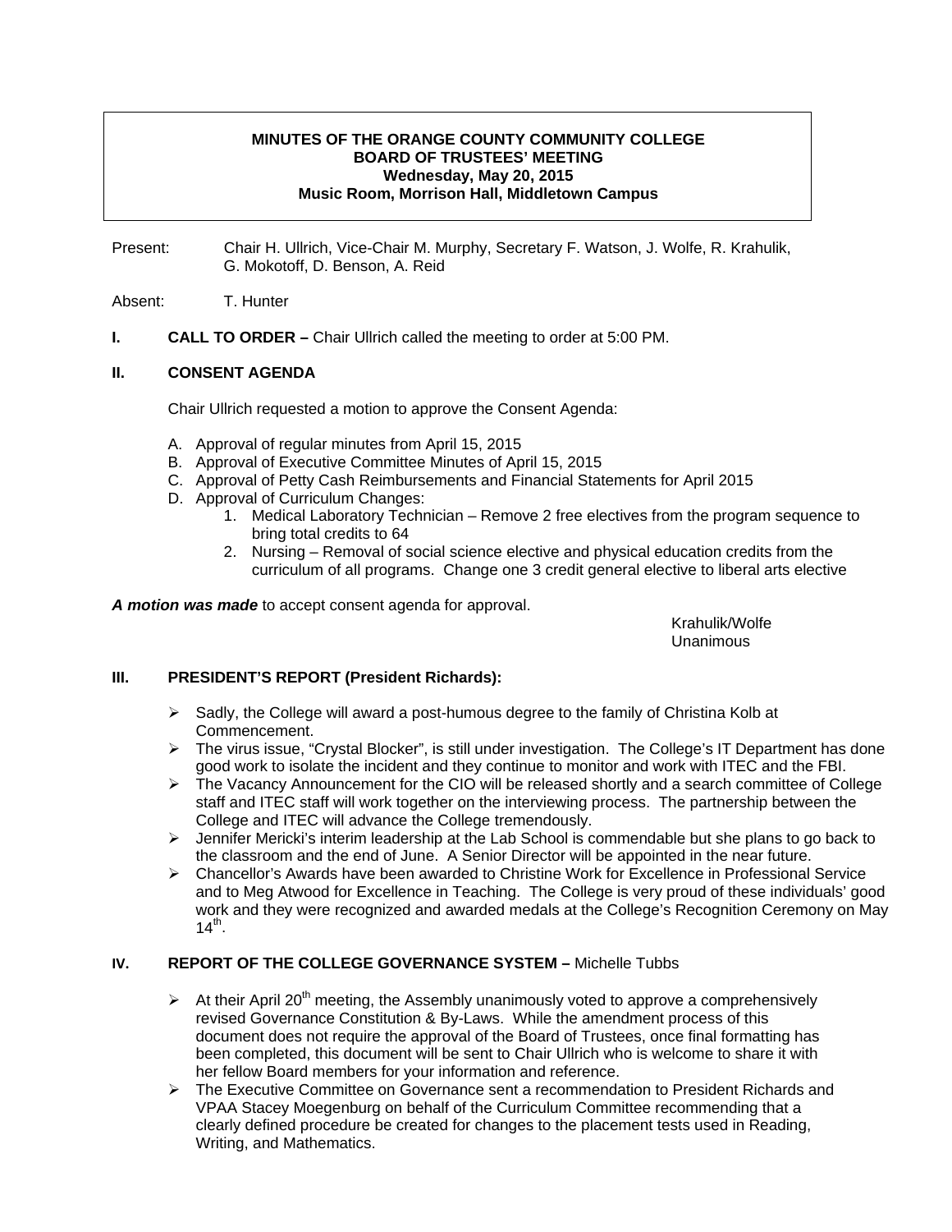**MINUTES OF THE ORANGE COUNTY COMMUNITY COLLEGE**
**BOARD OF TRUSTEES' MEETING**
**Wednesday, May 20, 2015**
**Music Room, Morrison Hall, Middletown Campus**

Present: Chair H. Ullrich, Vice-Chair M. Murphy, Secretary F. Watson, J. Wolfe, R. Krahulik, G. Mokotoff, D. Benson, A. Reid

Absent: T. Hunter

**I. CALL TO ORDER –** Chair Ullrich called the meeting to order at 5:00 PM.

**II. CONSENT AGENDA**

Chair Ullrich requested a motion to approve the Consent Agenda:

A. Approval of regular minutes from April 15, 2015
B. Approval of Executive Committee Minutes of April 15, 2015
C. Approval of Petty Cash Reimbursements and Financial Statements for April 2015
D. Approval of Curriculum Changes:
   1. Medical Laboratory Technician – Remove 2 free electives from the program sequence to bring total credits to 64
   2. Nursing – Removal of social science elective and physical education credits from the curriculum of all programs. Change one 3 credit general elective to liberal arts elective

***A motion was made*** to accept consent agenda for approval.

Krahulik/Wolfe
Unanimous

**III. PRESIDENT'S REPORT (President Richards):**

- Sadly, the College will award a post-humous degree to the family of Christina Kolb at Commencement.
- The virus issue, "Crystal Blocker", is still under investigation. The College's IT Department has done good work to isolate the incident and they continue to monitor and work with ITEC and the FBI.
- The Vacancy Announcement for the CIO will be released shortly and a search committee of College staff and ITEC staff will work together on the interviewing process. The partnership between the College and ITEC will advance the College tremendously.
- Jennifer Mericki's interim leadership at the Lab School is commendable but she plans to go back to the classroom and the end of June. A Senior Director will be appointed in the near future.
- Chancellor's Awards have been awarded to Christine Work for Excellence in Professional Service and to Meg Atwood for Excellence in Teaching. The College is very proud of these individuals' good work and they were recognized and awarded medals at the College's Recognition Ceremony on May 14th.

**IV. REPORT OF THE COLLEGE GOVERNANCE SYSTEM –** Michelle Tubbs

- At their April 20th meeting, the Assembly unanimously voted to approve a comprehensively revised Governance Constitution & By-Laws. While the amendment process of this document does not require the approval of the Board of Trustees, once final formatting has been completed, this document will be sent to Chair Ullrich who is welcome to share it with her fellow Board members for your information and reference.
- The Executive Committee on Governance sent a recommendation to President Richards and VPAA Stacey Moegenburg on behalf of the Curriculum Committee recommending that a clearly defined procedure be created for changes to the placement tests used in Reading, Writing, and Mathematics.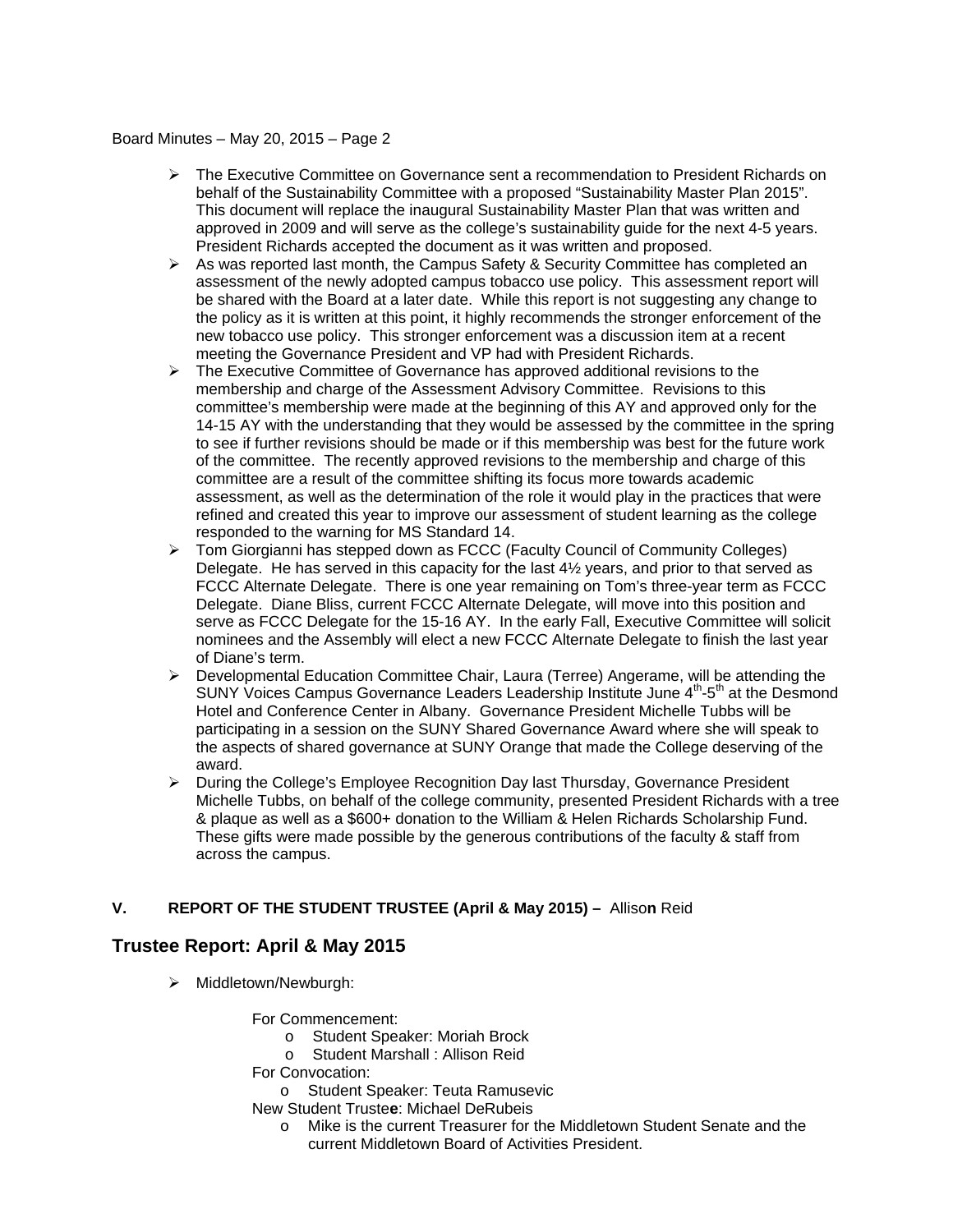- The Executive Committee on Governance sent a recommendation to President Richards on behalf of the Sustainability Committee with a proposed "Sustainability Master Plan 2015". This document will replace the inaugural Sustainability Master Plan that was written and approved in 2009 and will serve as the college's sustainability guide for the next 4-5 years. President Richards accepted the document as it was written and proposed.
- As was reported last month, the Campus Safety & Security Committee has completed an assessment of the newly adopted campus tobacco use policy. This assessment report will be shared with the Board at a later date. While this report is not suggesting any change to the policy as it is written at this point, it highly recommends the stronger enforcement of the new tobacco use policy. This stronger enforcement was a discussion item at a recent meeting the Governance President and VP had with President Richards.
- The Executive Committee of Governance has approved additional revisions to the membership and charge of the Assessment Advisory Committee. Revisions to this committee's membership were made at the beginning of this AY and approved only for the 14-15 AY with the understanding that they would be assessed by the committee in the spring to see if further revisions should be made or if this membership was best for the future work of the committee. The recently approved revisions to the membership and charge of this committee are a result of the committee shifting its focus more towards academic assessment, as well as the determination of the role it would play in the practices that were refined and created this year to improve our assessment of student learning as the college responded to the warning for MS Standard 14.
- Tom Giorgianni has stepped down as FCCC (Faculty Council of Community Colleges) Delegate. He has served in this capacity for the last 4½ years, and prior to that served as FCCC Alternate Delegate. There is one year remaining on Tom's three-year term as FCCC Delegate. Diane Bliss, current FCCC Alternate Delegate, will move into this position and serve as FCCC Delegate for the 15-16 AY. In the early Fall, Executive Committee will solicit nominees and the Assembly will elect a new FCCC Alternate Delegate to finish the last year of Diane's term.
- Developmental Education Committee Chair, Laura (Terree) Angerame, will be attending the SUNY Voices Campus Governance Leaders Leadership Institute June 4th-5th at the Desmond Hotel and Conference Center in Albany. Governance President Michelle Tubbs will be participating in a session on the SUNY Shared Governance Award where she will speak to the aspects of shared governance at SUNY Orange that made the College deserving of the award.
- During the College's Employee Recognition Day last Thursday, Governance President Michelle Tubbs, on behalf of the college community, presented President Richards with a tree & plaque as well as a $600+ donation to the William & Helen Richards Scholarship Fund. These gifts were made possible by the generous contributions of the faculty & staff from across the campus.

**V. REPORT OF THE STUDENT TRUSTEE (April & May 2015) –** Allison Reid

## Trustee Report: April & May 2015

- Middletown/Newburgh:

  For Commencement:
  - Student Speaker: Moriah Brock
  - Student Marshall : Allison Reid

  For Convocation:
  - Student Speaker: Teuta Ramusevic

  New Student Trustee: Michael DeRubeis
  - Mike is the current Treasurer for the Middletown Student Senate and the current Middletown Board of Activities President.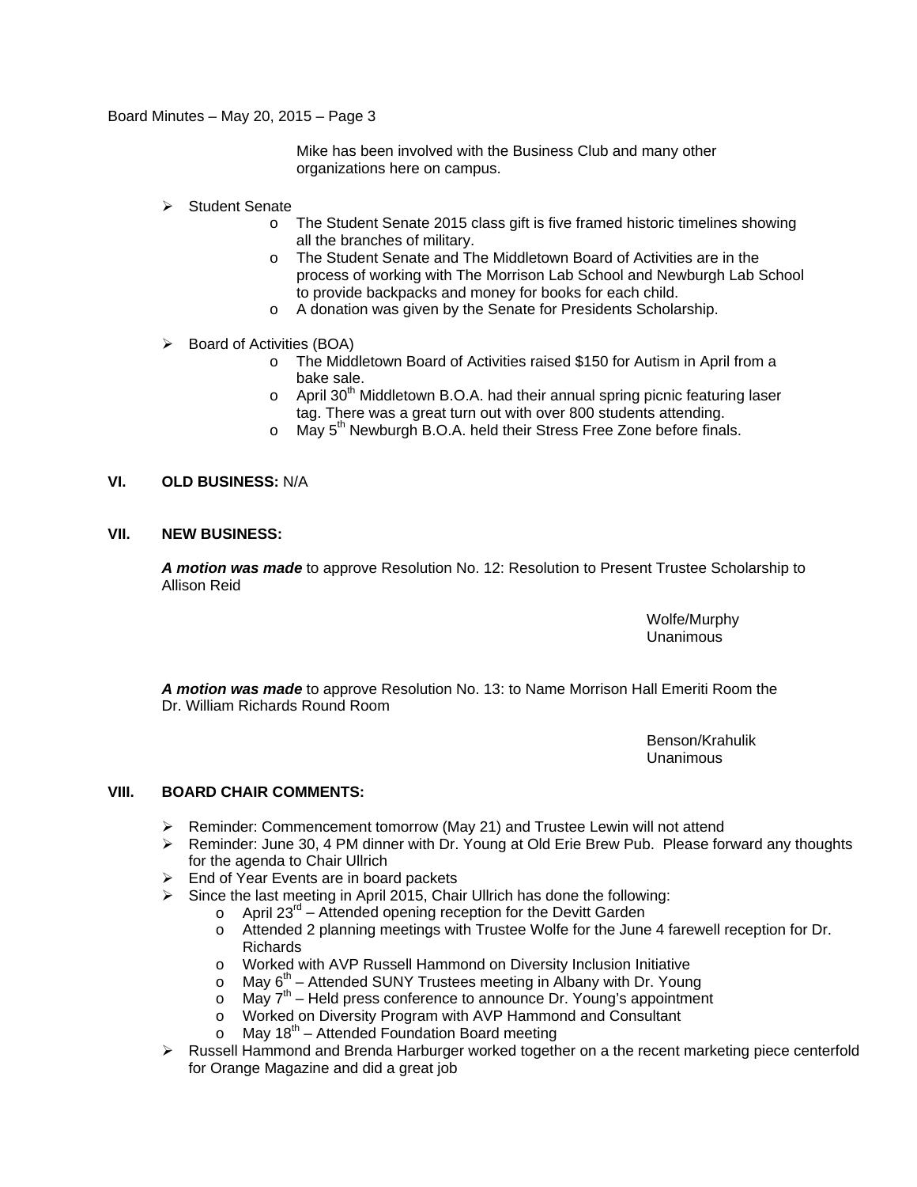Mike has been involved with the Business Club and many other organizations here on campus.

- Student Senate
  - The Student Senate 2015 class gift is five framed historic timelines showing all the branches of military.
  - The Student Senate and The Middletown Board of Activities are in the process of working with The Morrison Lab School and Newburgh Lab School to provide backpacks and money for books for each child.
  - A donation was given by the Senate for Presidents Scholarship.

- Board of Activities (BOA)
  - The Middletown Board of Activities raised $150 for Autism in April from a bake sale.
  - April 30th Middletown B.O.A. had their annual spring picnic featuring laser tag. There was a great turn out with over 800 students attending.
  - May 5th Newburgh B.O.A. held their Stress Free Zone before finals.

## VI. OLD BUSINESS: N/A

## VII. NEW BUSINESS:

***A motion was made*** to approve Resolution No. 12: Resolution to Present Trustee Scholarship to Allison Reid

Wolfe/Murphy
Unanimous

***A motion was made*** to approve Resolution No. 13: to Name Morrison Hall Emeriti Room the Dr. William Richards Round Room

Benson/Krahulik
Unanimous

## VIII. BOARD CHAIR COMMENTS:

- Reminder: Commencement tomorrow (May 21) and Trustee Lewin will not attend
- Reminder: June 30, 4 PM dinner with Dr. Young at Old Erie Brew Pub. Please forward any thoughts for the agenda to Chair Ullrich
- End of Year Events are in board packets
- Since the last meeting in April 2015, Chair Ullrich has done the following:
  - April 23rd – Attended opening reception for the Devitt Garden
  - Attended 2 planning meetings with Trustee Wolfe for the June 4 farewell reception for Dr. Richards
  - Worked with AVP Russell Hammond on Diversity Inclusion Initiative
  - May 6th – Attended SUNY Trustees meeting in Albany with Dr. Young
  - May 7th – Held press conference to announce Dr. Young's appointment
  - Worked on Diversity Program with AVP Hammond and Consultant
  - May 18th – Attended Foundation Board meeting
- Russell Hammond and Brenda Harburger worked together on a the recent marketing piece centerfold for Orange Magazine and did a great job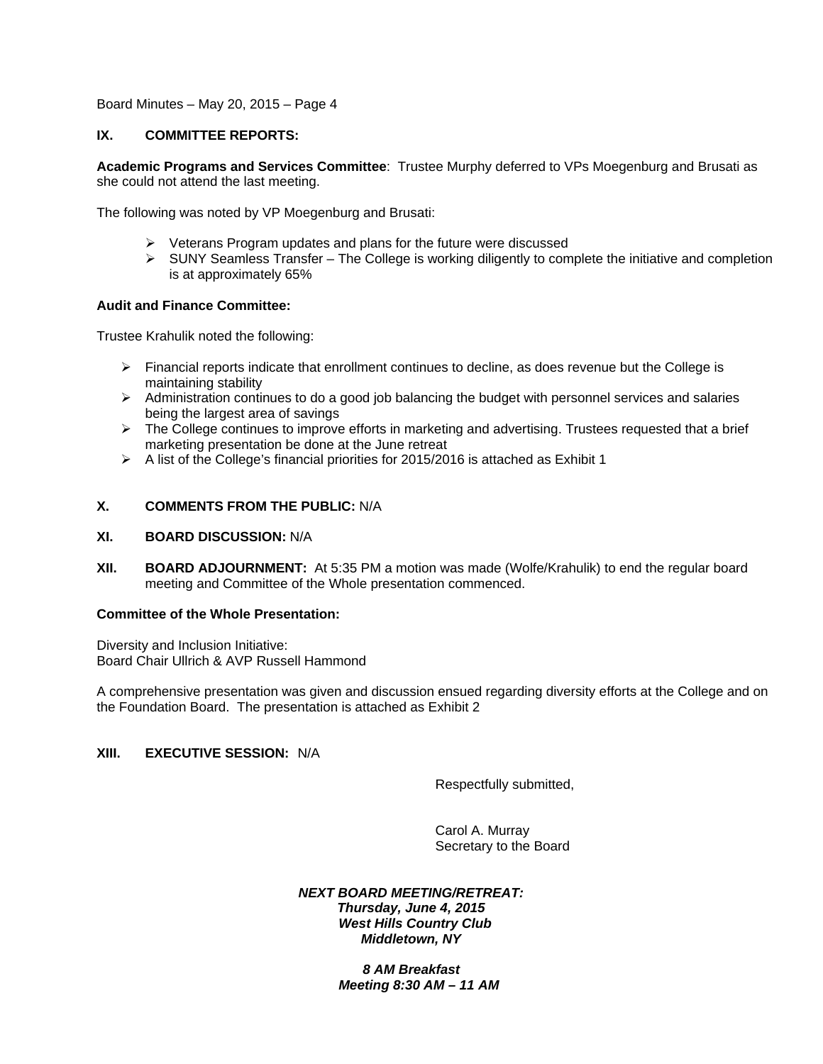## IX. COMMITTEE REPORTS:

**Academic Programs and Services Committee**: Trustee Murphy deferred to VPs Moegenburg and Brusati as she could not attend the last meeting.

The following was noted by VP Moegenburg and Brusati:

- Veterans Program updates and plans for the future were discussed
- SUNY Seamless Transfer – The College is working diligently to complete the initiative and completion is at approximately 65%

**Audit and Finance Committee:**

Trustee Krahulik noted the following:

- Financial reports indicate that enrollment continues to decline, as does revenue but the College is maintaining stability
- Administration continues to do a good job balancing the budget with personnel services and salaries being the largest area of savings
- The College continues to improve efforts in marketing and advertising. Trustees requested that a brief marketing presentation be done at the June retreat
- A list of the College's financial priorities for 2015/2016 is attached as Exhibit 1

## X. COMMENTS FROM THE PUBLIC: N/A

## XI. BOARD DISCUSSION: N/A

## XII. BOARD ADJOURNMENT:

At 5:35 PM a motion was made (Wolfe/Krahulik) to end the regular board meeting and Committee of the Whole presentation commenced.

**Committee of the Whole Presentation:**

Diversity and Inclusion Initiative:
Board Chair Ullrich & AVP Russell Hammond

A comprehensive presentation was given and discussion ensued regarding diversity efforts at the College and on the Foundation Board. The presentation is attached as Exhibit 2

## XIII. EXECUTIVE SESSION: N/A

Respectfully submitted,

Carol A. Murray
Secretary to the Board

***NEXT BOARD MEETING/RETREAT:***
***Thursday, June 4, 2015***
***West Hills Country Club***
***Middletown, NY***

***8 AM Breakfast***
***Meeting 8:30 AM – 11 AM***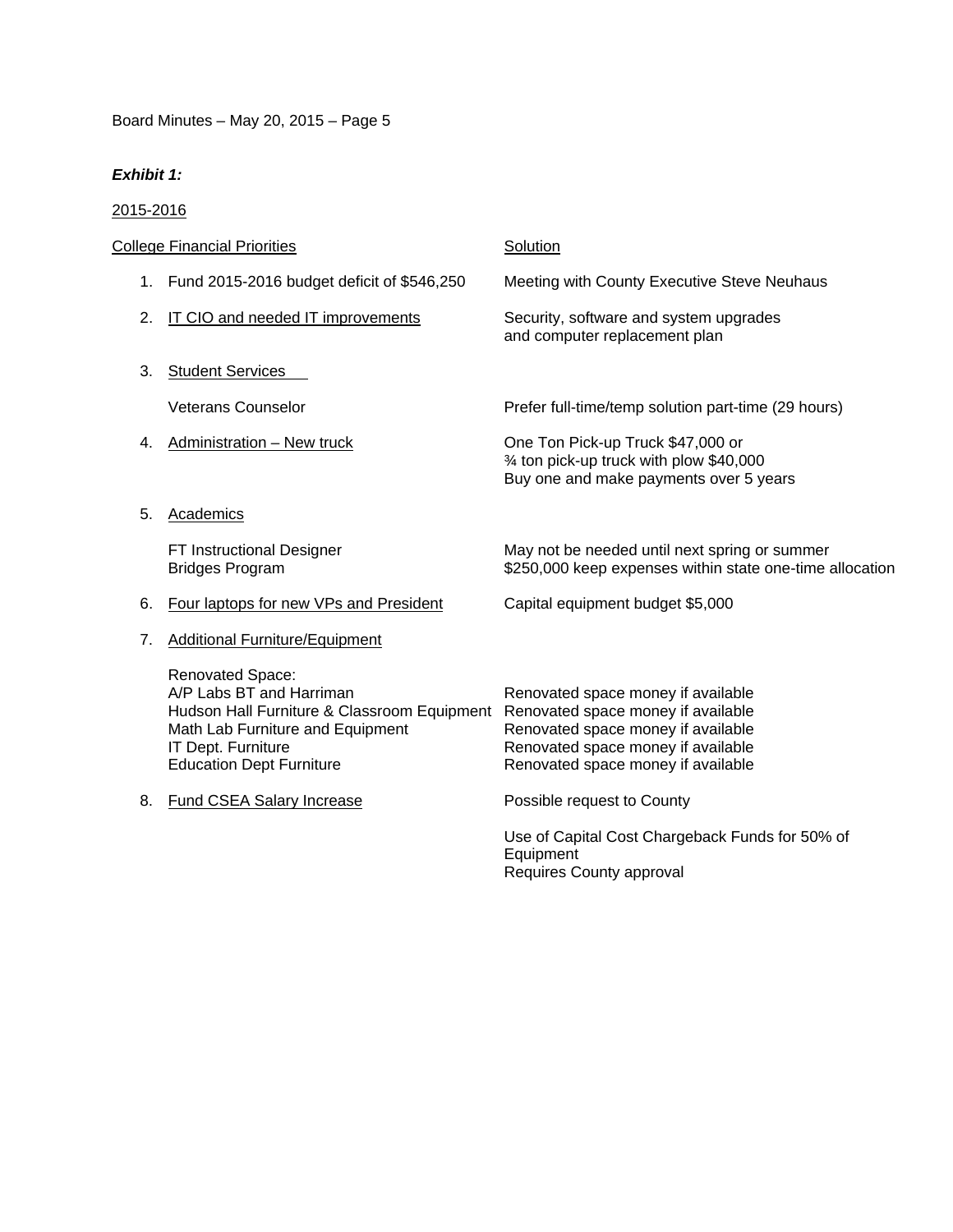***Exhibit 1:***

2015-2016

| College Financial Priorities | Solution |
|---|---|
| 1. Fund 2015-2016 budget deficit of $546,250 | Meeting with County Executive Steve Neuhaus |
| 2. IT CIO and needed IT improvements | Security, software and system upgrades and computer replacement plan |
| 3. Student Services | |
| Veterans Counselor | Prefer full-time/temp solution part-time (29 hours) |
| 4. Administration – New truck | One Ton Pick-up Truck $47,000 or ¾ ton pick-up truck with plow $40,000 Buy one and make payments over 5 years |
| 5. Academics | |
| FT Instructional Designer | May not be needed until next spring or summer |
| Bridges Program | $250,000 keep expenses within state one-time allocation |
| 6. Four laptops for new VPs and President | Capital equipment budget $5,000 |
| 7. Additional Furniture/Equipment | |
| Renovated Space: | |
| A/P Labs BT and Harriman | Renovated space money if available |
| Hudson Hall Furniture & Classroom Equipment | Renovated space money if available |
| Math Lab Furniture and Equipment | Renovated space money if available |
| IT Dept. Furniture | Renovated space money if available |
| Education Dept Furniture | Renovated space money if available |
| 8. Fund CSEA Salary Increase | Possible request to County |
| | Use of Capital Cost Chargeback Funds for 50% of Equipment Requires County approval |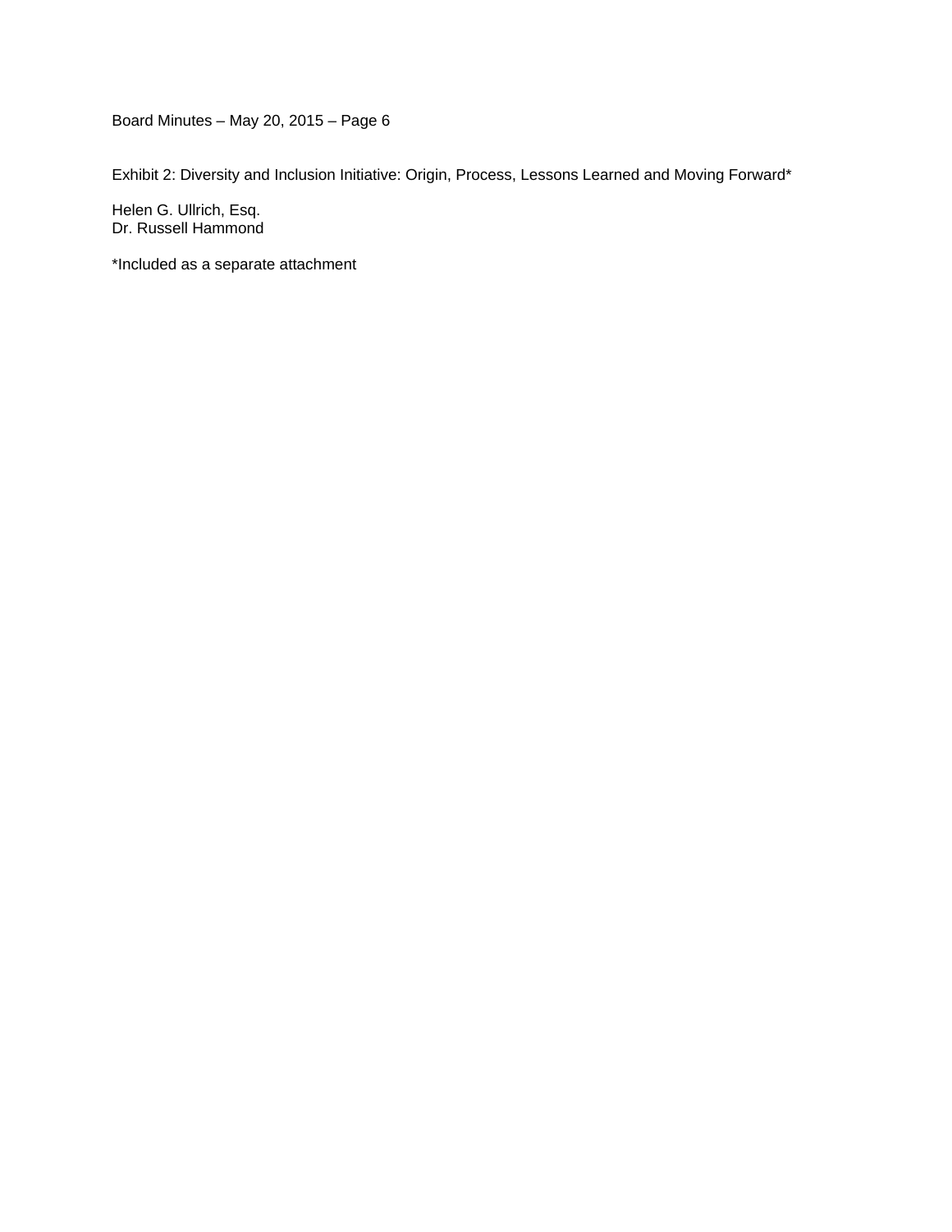Exhibit 2: Diversity and Inclusion Initiative: Origin, Process, Lessons Learned and Moving Forward*

Helen G. Ullrich, Esq.
Dr. Russell Hammond

*Included as a separate attachment